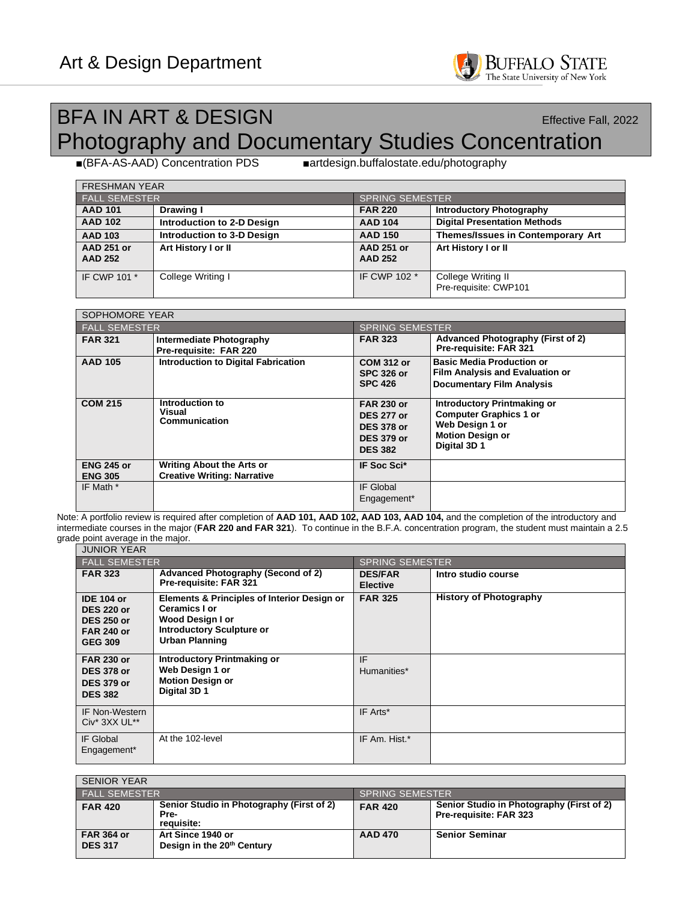Art & Design Department

BUFFALO STATE
The State University of New York

# BFA IN ART & DESIGN

Effective Fall, 2022

# Photography and Documentary Studies Concentration

■(BFA-AS-AAD) Concentration PDS ■artdesign.buffalostate.edu/photography

| FRESHMAN YEAR | | | |
|---|---|---|---|
| FALL SEMESTER | | SPRING SEMESTER | |
| **AAD 101** | **Drawing I** | **FAR 220** | **Introductory Photography** |
| **AAD 102** | **Introduction to 2-D Design** | **AAD 104** | **Digital Presentation Methods** |
| **AAD 103** | **Introduction to 3-D Design** | **AAD 150** | **Themes/Issues in Contemporary Art** |
| **AAD 251 or AAD 252** | **Art History I or II** | **AAD 251 or AAD 252** | **Art History I or II** |
| IF CWP 101 * | College Writing I | IF CWP 102 * | College Writing II Pre-requisite: CWP101 |

| SOPHOMORE YEAR | | | |
|---|---|---|---|
| FALL SEMESTER | | SPRING SEMESTER | |
| **FAR 321** | **Intermediate Photography Pre-requisite: FAR 220** | **FAR 323** | **Advanced Photography (First of 2) Pre-requisite: FAR 321** |
| **AAD 105** | **Introduction to Digital Fabrication** | **COM 312 or SPC 326 or SPC 426** | **Basic Media Production or Film Analysis and Evaluation or Documentary Film Analysis** |
| **COM 215** | **Introduction to Visual Communication** | **FAR 230 or DES 277 or DES 378 or DES 379 or DES 382** | **Introductory Printmaking or Computer Graphics 1 or Web Design 1 or Motion Design or Digital 3D 1** |
| **ENG 245 or ENG 305** | **Writing About the Arts or Creative Writing: Narrative** | **IF Soc Sci*** | |
| IF Math * | | IF Global Engagement* | |

Note: A portfolio review is required after completion of **AAD 101, AAD 102, AAD 103, AAD 104,** and the completion of the introductory and intermediate courses in the major (**FAR 220 and FAR 321**). To continue in the B.F.A. concentration program, the student must maintain a 2.5 grade point average in the major.

| JUNIOR YEAR | | | |
|---|---|---|---|
| FALL SEMESTER | | SPRING SEMESTER | |
| **FAR 323** | **Advanced Photography (Second of 2) Pre-requisite: FAR 321** | **DES/FAR Elective** | **Intro studio course** |
| **IDE 104 or DES 220 or DES 250 or FAR 240 or GEG 309** | **Elements & Principles of Interior Design or Ceramics I or Wood Design I or Introductory Sculpture or Urban Planning** | **FAR 325** | **History of Photography** |
| **FAR 230 or DES 378 or DES 379 or DES 382** | **Introductory Printmaking or Web Design 1 or Motion Design or Digital 3D 1** | IF Humanities* | |
| IF Non-Western Civ* 3XX UL** | | IF Arts* | |
| IF Global Engagement* | At the 102-level | IF Am. Hist.* | |

| SENIOR YEAR | | | |
|---|---|---|---|
| FALL SEMESTER | | SPRING SEMESTER | |
| **FAR 420** | **Senior Studio in Photography (First of 2) Pre-requisite:** | **FAR 420** | **Senior Studio in Photography (First of 2) Pre-requisite: FAR 323** |
| **FAR 364 or DES 317** | **Art Since 1940 or Design in the 20th Century** | **AAD 470** | **Senior Seminar** |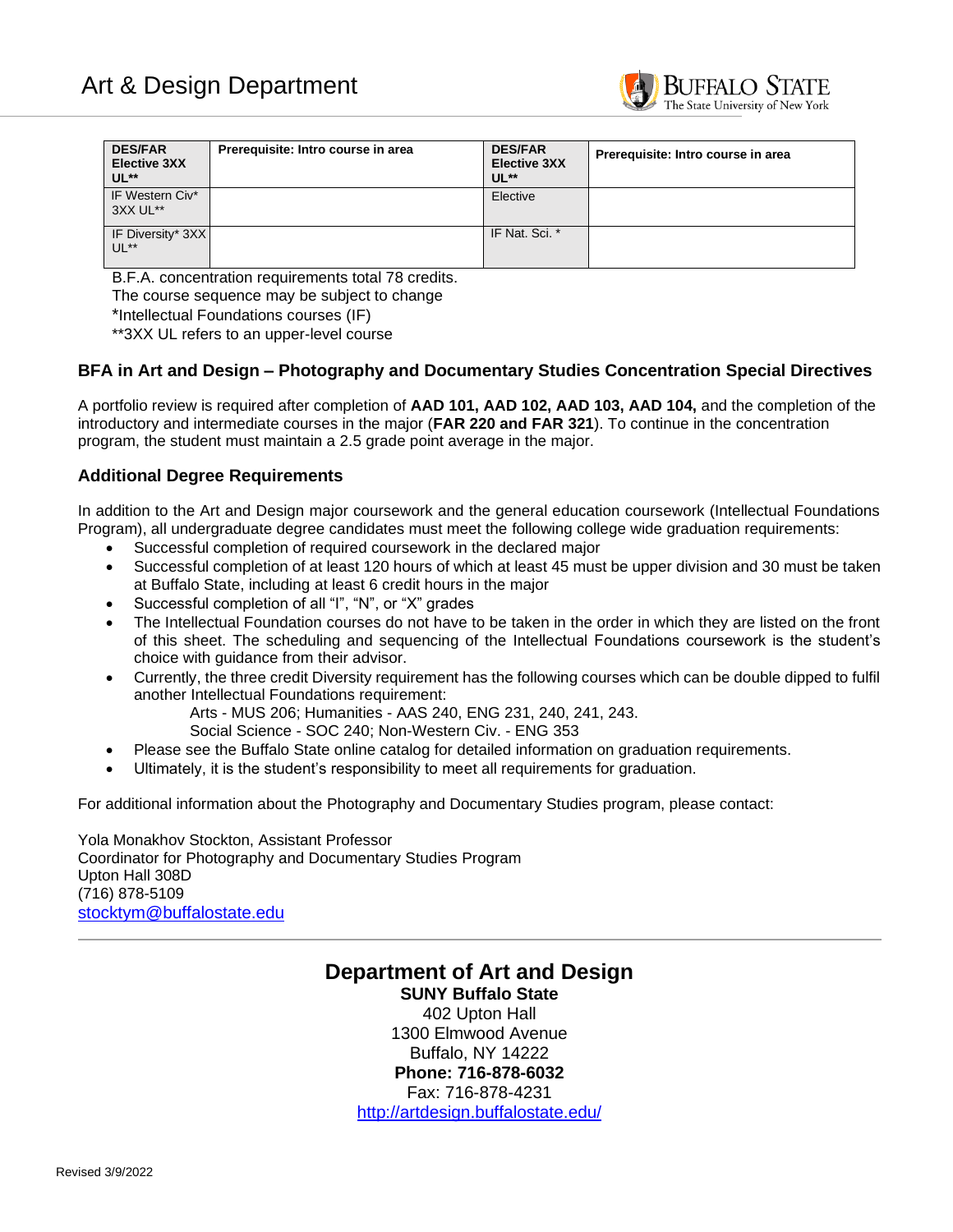| | | | |
|---|---|---|---|
| **DES/FAR Elective 3XX UL**** | **Prerequisite: Intro course in area** | **DES/FAR Elective 3XX UL**** | **Prerequisite: Intro course in area** |
| IF Western Civ* 3XX UL** | | Elective | |
| IF Diversity* 3XX UL** | | IF Nat. Sci. * | |

B.F.A. concentration requirements total 78 credits.
The course sequence may be subject to change
*Intellectual Foundations courses (IF)
**3XX UL refers to an upper-level course

## BFA in Art and Design – Photography and Documentary Studies Concentration Special Directives

A portfolio review is required after completion of **AAD 101, AAD 102, AAD 103, AAD 104,** and the completion of the introductory and intermediate courses in the major (**FAR 220 and FAR 321**). To continue in the concentration program, the student must maintain a 2.5 grade point average in the major.

## Additional Degree Requirements

In addition to the Art and Design major coursework and the general education coursework (Intellectual Foundations Program), all undergraduate degree candidates must meet the following college wide graduation requirements:

- Successful completion of required coursework in the declared major
- Successful completion of at least 120 hours of which at least 45 must be upper division and 30 must be taken at Buffalo State, including at least 6 credit hours in the major
- Successful completion of all "I", "N", or "X" grades
- The Intellectual Foundation courses do not have to be taken in the order in which they are listed on the front of this sheet. The scheduling and sequencing of the Intellectual Foundations coursework is the student's choice with guidance from their advisor.
- Currently, the three credit Diversity requirement has the following courses which can be double dipped to fulfil another Intellectual Foundations requirement:
  Arts - MUS 206; Humanities - AAS 240, ENG 231, 240, 241, 243.
  Social Science - SOC 240; Non-Western Civ. - ENG 353
- Please see the Buffalo State online catalog for detailed information on graduation requirements.
- Ultimately, it is the student's responsibility to meet all requirements for graduation.

For additional information about the Photography and Documentary Studies program, please contact:

Yola Monakhov Stockton, Assistant Professor
Coordinator for Photography and Documentary Studies Program
Upton Hall 308D
(716) 878-5109
stocktym@buffalostate.edu

---

## Department of Art and Design

**SUNY Buffalo State**
402 Upton Hall
1300 Elmwood Avenue
Buffalo, NY 14222
**Phone: 716-878-6032**
Fax: 716-878-4231
http://artdesign.buffalostate.edu/

Revised 3/9/2022